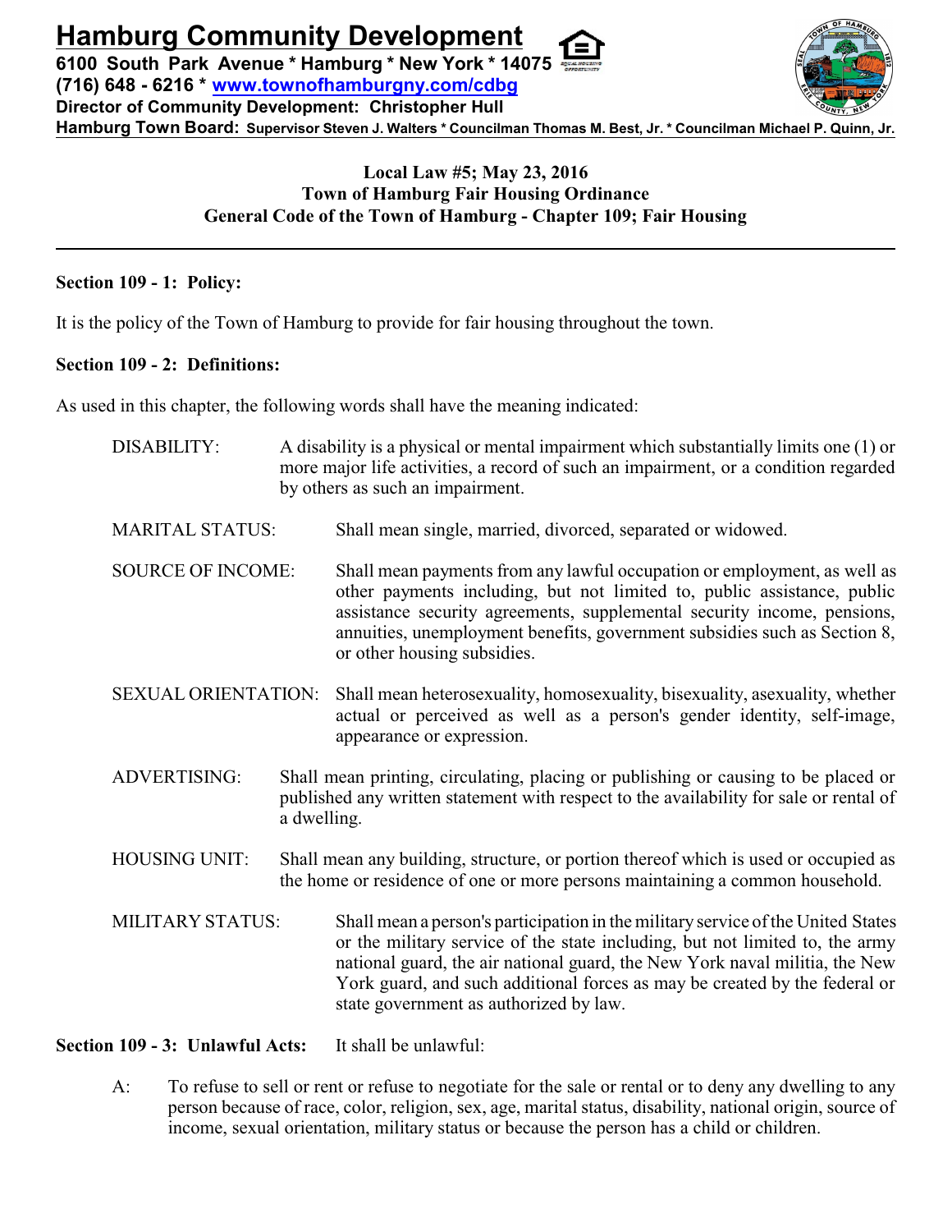# Hamburg Community Development

**6100 South Park Avenue * Hamburg * New York * 14075**
**(716) 648 - 6216 * [www.townofhamburgny.com/cdbg](http://www.townofhamburgny.com/cdbg)**
**Director of Community Development: Christopher Hull**
**Hamburg Town Board: Supervisor Steven J. Walters * Councilman Thomas M. Best, Jr. * Councilman Michael P. Quinn, Jr.**

**Local Law #5; May 23, 2016**
**Town of Hamburg Fair Housing Ordinance**
**General Code of the Town of Hamburg - Chapter 109; Fair Housing**

---

**Section 109 - 1: Policy:**

It is the policy of the Town of Hamburg to provide for fair housing throughout the town.

**Section 109 - 2: Definitions:**

As used in this chapter, the following words shall have the meaning indicated:

DISABILITY: A disability is a physical or mental impairment which substantially limits one (1) or more major life activities, a record of such an impairment, or a condition regarded by others as such an impairment.

MARITAL STATUS: Shall mean single, married, divorced, separated or widowed.

SOURCE OF INCOME: Shall mean payments from any lawful occupation or employment, as well as other payments including, but not limited to, public assistance, public assistance security agreements, supplemental security income, pensions, annuities, unemployment benefits, government subsidies such as Section 8, or other housing subsidies.

SEXUAL ORIENTATION: Shall mean heterosexuality, homosexuality, bisexuality, asexuality, whether actual or perceived as well as a person's gender identity, self-image, appearance or expression.

ADVERTISING: Shall mean printing, circulating, placing or publishing or causing to be placed or published any written statement with respect to the availability for sale or rental of a dwelling.

HOUSING UNIT: Shall mean any building, structure, or portion thereof which is used or occupied as the home or residence of one or more persons maintaining a common household.

MILITARY STATUS: Shall mean a person's participation in the military service of the United States or the military service of the state including, but not limited to, the army national guard, the air national guard, the New York naval militia, the New York guard, and such additional forces as may be created by the federal or state government as authorized by law.

**Section 109 - 3: Unlawful Acts:** It shall be unlawful:

A: To refuse to sell or rent or refuse to negotiate for the sale or rental or to deny any dwelling to any person because of race, color, religion, sex, age, marital status, disability, national origin, source of income, sexual orientation, military status or because the person has a child or children.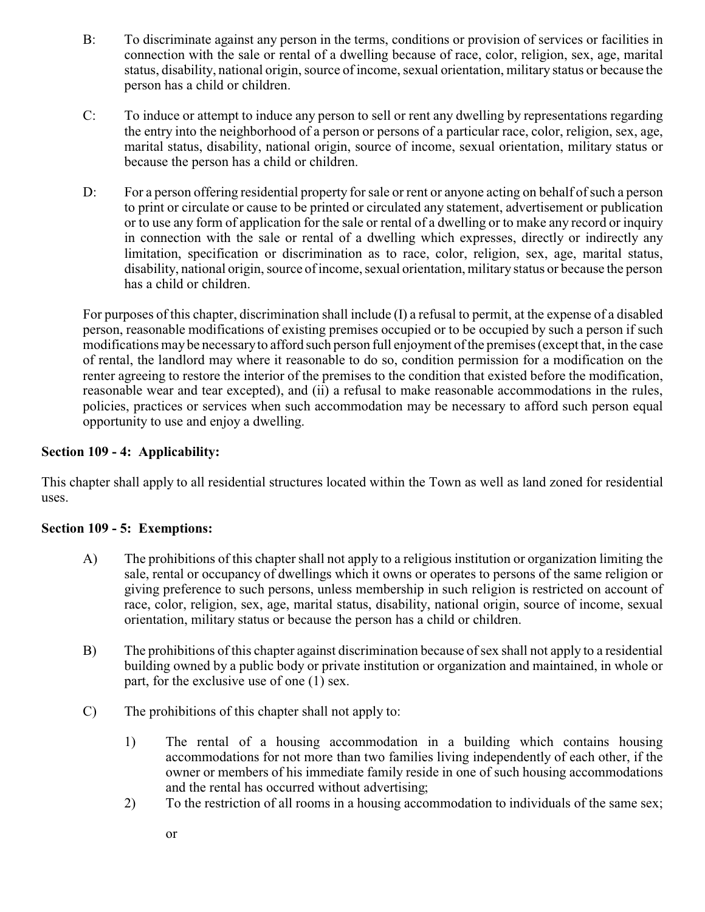B: To discriminate against any person in the terms, conditions or provision of services or facilities in connection with the sale or rental of a dwelling because of race, color, religion, sex, age, marital status, disability, national origin, source of income, sexual orientation, military status or because the person has a child or children.

C: To induce or attempt to induce any person to sell or rent any dwelling by representations regarding the entry into the neighborhood of a person or persons of a particular race, color, religion, sex, age, marital status, disability, national origin, source of income, sexual orientation, military status or because the person has a child or children.

D: For a person offering residential property for sale or rent or anyone acting on behalf of such a person to print or circulate or cause to be printed or circulated any statement, advertisement or publication or to use any form of application for the sale or rental of a dwelling or to make any record or inquiry in connection with the sale or rental of a dwelling which expresses, directly or indirectly any limitation, specification or discrimination as to race, color, religion, sex, age, marital status, disability, national origin, source of income, sexual orientation, military status or because the person has a child or children.

For purposes of this chapter, discrimination shall include (I) a refusal to permit, at the expense of a disabled person, reasonable modifications of existing premises occupied or to be occupied by such a person if such modifications may be necessary to afford such person full enjoyment of the premises (except that, in the case of rental, the landlord may where it reasonable to do so, condition permission for a modification on the renter agreeing to restore the interior of the premises to the condition that existed before the modification, reasonable wear and tear excepted), and (ii) a refusal to make reasonable accommodations in the rules, policies, practices or services when such accommodation may be necessary to afford such person equal opportunity to use and enjoy a dwelling.

**Section 109 - 4: Applicability:**

This chapter shall apply to all residential structures located within the Town as well as land zoned for residential uses.

**Section 109 - 5: Exemptions:**

A) The prohibitions of this chapter shall not apply to a religious institution or organization limiting the sale, rental or occupancy of dwellings which it owns or operates to persons of the same religion or giving preference to such persons, unless membership in such religion is restricted on account of race, color, religion, sex, age, marital status, disability, national origin, source of income, sexual orientation, military status or because the person has a child or children.

B) The prohibitions of this chapter against discrimination because of sex shall not apply to a residential building owned by a public body or private institution or organization and maintained, in whole or part, for the exclusive use of one (1) sex.

C) The prohibitions of this chapter shall not apply to:

1) The rental of a housing accommodation in a building which contains housing accommodations for not more than two families living independently of each other, if the owner or members of his immediate family reside in one of such housing accommodations and the rental has occurred without advertising;
2) To the restriction of all rooms in a housing accommodation to individuals of the same sex;

   or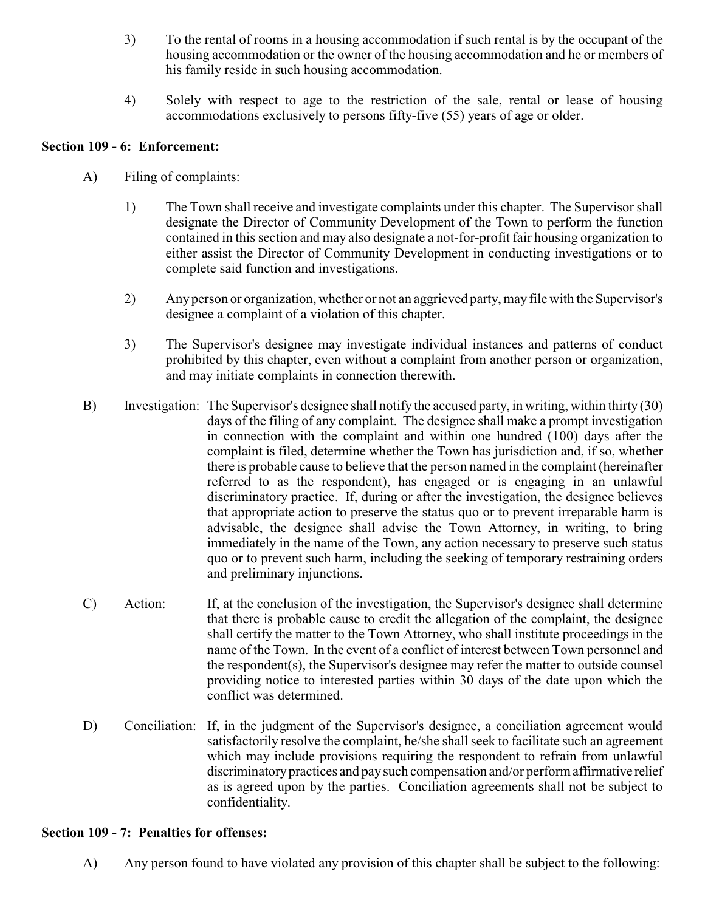3) To the rental of rooms in a housing accommodation if such rental is by the occupant of the housing accommodation or the owner of the housing accommodation and he or members of his family reside in such housing accommodation.

4) Solely with respect to age to the restriction of the sale, rental or lease of housing accommodations exclusively to persons fifty-five (55) years of age or older.

**Section 109 - 6: Enforcement:**

A) Filing of complaints:

1) The Town shall receive and investigate complaints under this chapter. The Supervisor shall designate the Director of Community Development of the Town to perform the function contained in this section and may also designate a not-for-profit fair housing organization to either assist the Director of Community Development in conducting investigations or to complete said function and investigations.

2) Any person or organization, whether or not an aggrieved party, may file with the Supervisor's designee a complaint of a violation of this chapter.

3) The Supervisor's designee may investigate individual instances and patterns of conduct prohibited by this chapter, even without a complaint from another person or organization, and may initiate complaints in connection therewith.

B) Investigation: The Supervisor's designee shall notify the accused party, in writing, within thirty (30) days of the filing of any complaint. The designee shall make a prompt investigation in connection with the complaint and within one hundred (100) days after the complaint is filed, determine whether the Town has jurisdiction and, if so, whether there is probable cause to believe that the person named in the complaint (hereinafter referred to as the respondent), has engaged or is engaging in an unlawful discriminatory practice. If, during or after the investigation, the designee believes that appropriate action to preserve the status quo or to prevent irreparable harm is advisable, the designee shall advise the Town Attorney, in writing, to bring immediately in the name of the Town, any action necessary to preserve such status quo or to prevent such harm, including the seeking of temporary restraining orders and preliminary injunctions.

C) Action: If, at the conclusion of the investigation, the Supervisor's designee shall determine that there is probable cause to credit the allegation of the complaint, the designee shall certify the matter to the Town Attorney, who shall institute proceedings in the name of the Town. In the event of a conflict of interest between Town personnel and the respondent(s), the Supervisor's designee may refer the matter to outside counsel providing notice to interested parties within 30 days of the date upon which the conflict was determined.

D) Conciliation: If, in the judgment of the Supervisor's designee, a conciliation agreement would satisfactorily resolve the complaint, he/she shall seek to facilitate such an agreement which may include provisions requiring the respondent to refrain from unlawful discriminatory practices and pay such compensation and/or perform affirmative relief as is agreed upon by the parties. Conciliation agreements shall not be subject to confidentiality.

**Section 109 - 7: Penalties for offenses:**

A) Any person found to have violated any provision of this chapter shall be subject to the following: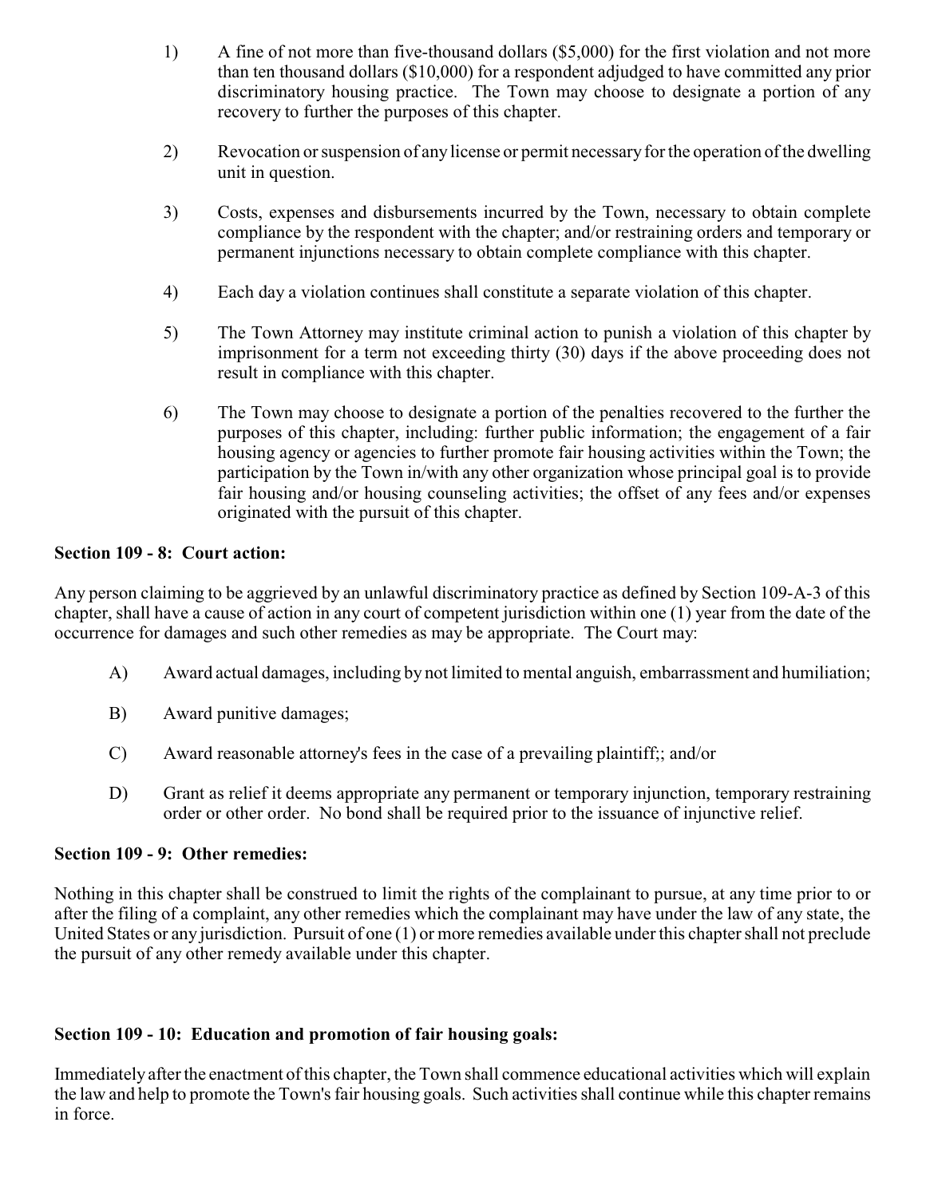1) A fine of not more than five-thousand dollars ($5,000) for the first violation and not more than ten thousand dollars ($10,000) for a respondent adjudged to have committed any prior discriminatory housing practice. The Town may choose to designate a portion of any recovery to further the purposes of this chapter.

2) Revocation or suspension of any license or permit necessary for the operation of the dwelling unit in question.

3) Costs, expenses and disbursements incurred by the Town, necessary to obtain complete compliance by the respondent with the chapter; and/or restraining orders and temporary or permanent injunctions necessary to obtain complete compliance with this chapter.

4) Each day a violation continues shall constitute a separate violation of this chapter.

5) The Town Attorney may institute criminal action to punish a violation of this chapter by imprisonment for a term not exceeding thirty (30) days if the above proceeding does not result in compliance with this chapter.

6) The Town may choose to designate a portion of the penalties recovered to the further the purposes of this chapter, including: further public information; the engagement of a fair housing agency or agencies to further promote fair housing activities within the Town; the participation by the Town in/with any other organization whose principal goal is to provide fair housing and/or housing counseling activities; the offset of any fees and/or expenses originated with the pursuit of this chapter.

**Section 109 - 8: Court action:**

Any person claiming to be aggrieved by an unlawful discriminatory practice as defined by Section 109-A-3 of this chapter, shall have a cause of action in any court of competent jurisdiction within one (1) year from the date of the occurrence for damages and such other remedies as may be appropriate. The Court may:

A) Award actual damages, including by not limited to mental anguish, embarrassment and humiliation;

B) Award punitive damages;

C) Award reasonable attorney's fees in the case of a prevailing plaintiff;; and/or

D) Grant as relief it deems appropriate any permanent or temporary injunction, temporary restraining order or other order. No bond shall be required prior to the issuance of injunctive relief.

**Section 109 - 9: Other remedies:**

Nothing in this chapter shall be construed to limit the rights of the complainant to pursue, at any time prior to or after the filing of a complaint, any other remedies which the complainant may have under the law of any state, the United States or any jurisdiction. Pursuit of one (1) or more remedies available under this chapter shall not preclude the pursuit of any other remedy available under this chapter.

**Section 109 - 10: Education and promotion of fair housing goals:**

Immediately after the enactment of this chapter, the Town shall commence educational activities which will explain the law and help to promote the Town's fair housing goals. Such activities shall continue while this chapter remains in force.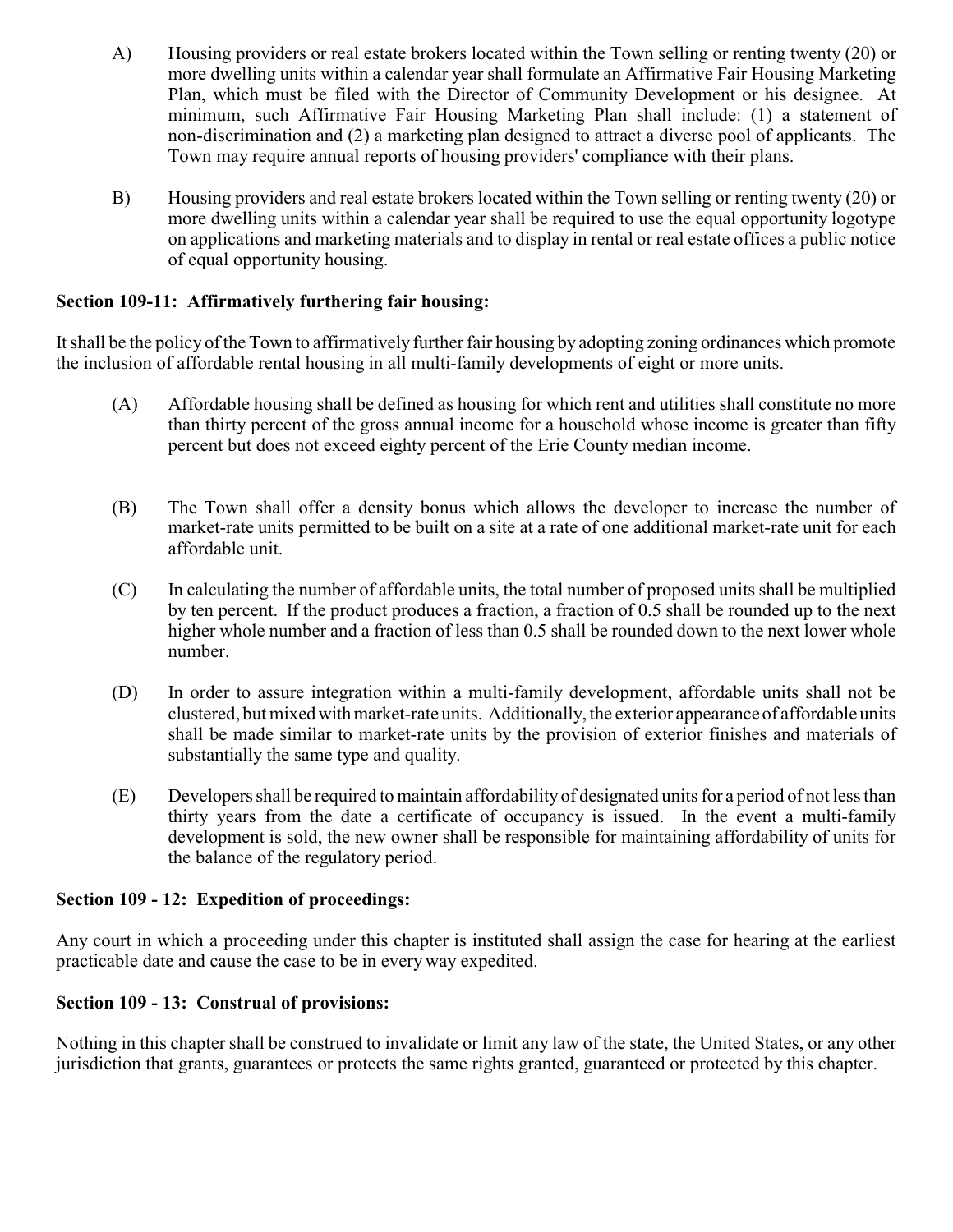A) Housing providers or real estate brokers located within the Town selling or renting twenty (20) or more dwelling units within a calendar year shall formulate an Affirmative Fair Housing Marketing Plan, which must be filed with the Director of Community Development or his designee. At minimum, such Affirmative Fair Housing Marketing Plan shall include: (1) a statement of non-discrimination and (2) a marketing plan designed to attract a diverse pool of applicants. The Town may require annual reports of housing providers' compliance with their plans.

B) Housing providers and real estate brokers located within the Town selling or renting twenty (20) or more dwelling units within a calendar year shall be required to use the equal opportunity logotype on applications and marketing materials and to display in rental or real estate offices a public notice of equal opportunity housing.

**Section 109-11: Affirmatively furthering fair housing:**

It shall be the policy of the Town to affirmatively further fair housing by adopting zoning ordinances which promote the inclusion of affordable rental housing in all multi-family developments of eight or more units.

(A) Affordable housing shall be defined as housing for which rent and utilities shall constitute no more than thirty percent of the gross annual income for a household whose income is greater than fifty percent but does not exceed eighty percent of the Erie County median income.

(B) The Town shall offer a density bonus which allows the developer to increase the number of market-rate units permitted to be built on a site at a rate of one additional market-rate unit for each affordable unit.

(C) In calculating the number of affordable units, the total number of proposed units shall be multiplied by ten percent. If the product produces a fraction, a fraction of 0.5 shall be rounded up to the next higher whole number and a fraction of less than 0.5 shall be rounded down to the next lower whole number.

(D) In order to assure integration within a multi-family development, affordable units shall not be clustered, but mixed with market-rate units. Additionally, the exterior appearance of affordable units shall be made similar to market-rate units by the provision of exterior finishes and materials of substantially the same type and quality.

(E) Developers shall be required to maintain affordability of designated units for a period of not less than thirty years from the date a certificate of occupancy is issued. In the event a multi-family development is sold, the new owner shall be responsible for maintaining affordability of units for the balance of the regulatory period.

**Section 109 - 12: Expedition of proceedings:**

Any court in which a proceeding under this chapter is instituted shall assign the case for hearing at the earliest practicable date and cause the case to be in every way expedited.

**Section 109 - 13: Construal of provisions:**

Nothing in this chapter shall be construed to invalidate or limit any law of the state, the United States, or any other jurisdiction that grants, guarantees or protects the same rights granted, guaranteed or protected by this chapter.